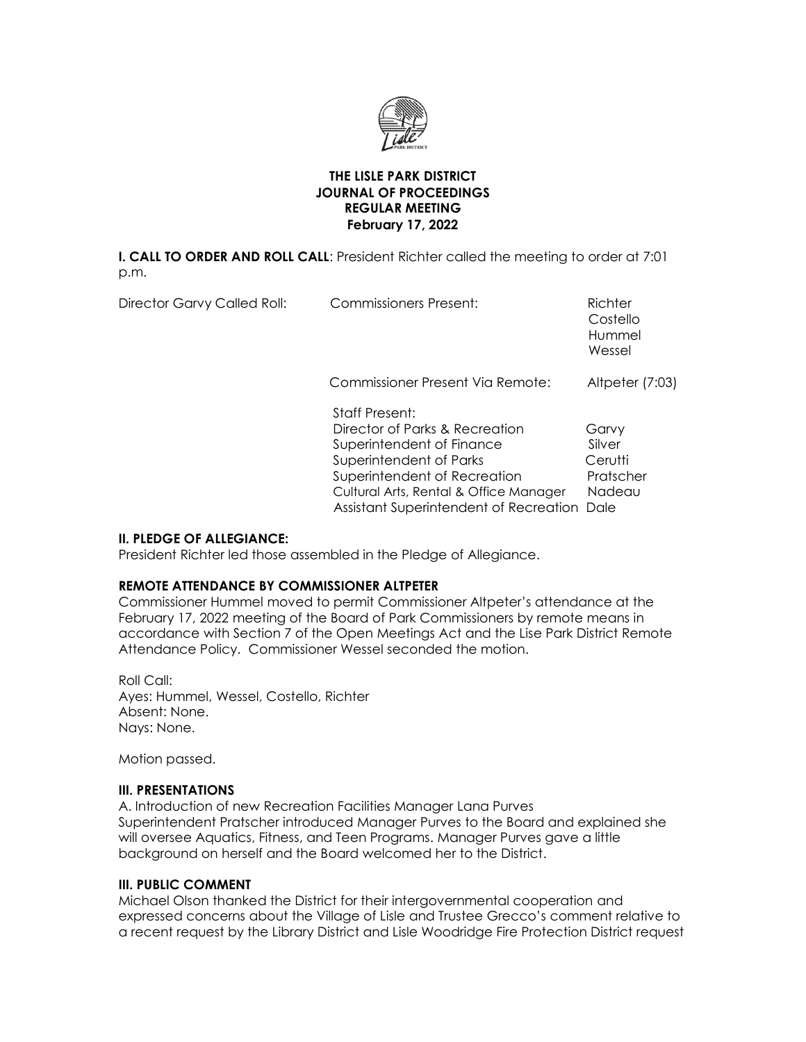**THE LISLE PARK DISTRICT**
**JOURNAL OF PROCEEDINGS**
**REGULAR MEETING**
**February 17, 2022**

**I. CALL TO ORDER AND ROLL CALL**: President Richter called the meeting to order at 7:01 p.m.

| | | |
|---|---|---|
| Director Garvy Called Roll: | Commissioners Present: | Richter<br>Costello<br>Hummel<br>Wessel |
| | Commissioner Present Via Remote: | Altpeter (7:03) |
| | Staff Present: | |
| | Director of Parks & Recreation | Garvy |
| | Superintendent of Finance | Silver |
| | Superintendent of Parks | Cerutti |
| | Superintendent of Recreation | Pratscher |
| | Cultural Arts, Rental & Office Manager | Nadeau |
| | Assistant Superintendent of Recreation | Dale |

**II. PLEDGE OF ALLEGIANCE:**

President Richter led those assembled in the Pledge of Allegiance.

**REMOTE ATTENDANCE BY COMMISSIONER ALTPETER**

Commissioner Hummel moved to permit Commissioner Altpeter's attendance at the February 17, 2022 meeting of the Board of Park Commissioners by remote means in accordance with Section 7 of the Open Meetings Act and the Lise Park District Remote Attendance Policy. Commissioner Wessel seconded the motion.

Roll Call:
Ayes: Hummel, Wessel, Costello, Richter
Absent: None.
Nays: None.

Motion passed.

**III. PRESENTATIONS**

A. Introduction of new Recreation Facilities Manager Lana Purves
Superintendent Pratscher introduced Manager Purves to the Board and explained she will oversee Aquatics, Fitness, and Teen Programs. Manager Purves gave a little background on herself and the Board welcomed her to the District.

**III. PUBLIC COMMENT**

Michael Olson thanked the District for their intergovernmental cooperation and expressed concerns about the Village of Lisle and Trustee Grecco's comment relative to a recent request by the Library District and Lisle Woodridge Fire Protection District request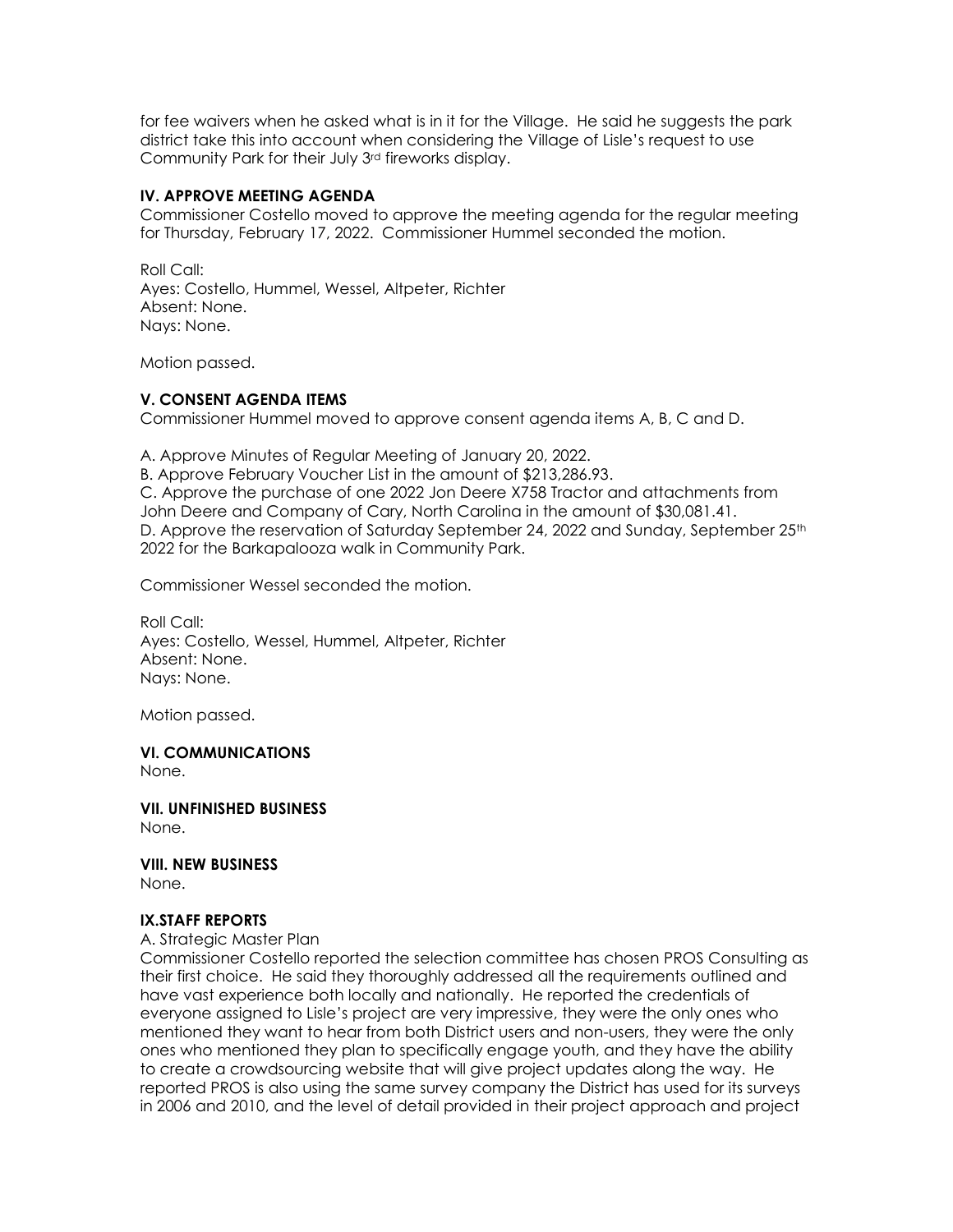for fee waivers when he asked what is in it for the Village. He said he suggests the park district take this into account when considering the Village of Lisle's request to use Community Park for their July 3rd fireworks display.

### IV. APPROVE MEETING AGENDA

Commissioner Costello moved to approve the meeting agenda for the regular meeting for Thursday, February 17, 2022. Commissioner Hummel seconded the motion.

Roll Call:
Ayes: Costello, Hummel, Wessel, Altpeter, Richter
Absent: None.
Nays: None.

Motion passed.

### V. CONSENT AGENDA ITEMS

Commissioner Hummel moved to approve consent agenda items A, B, C and D.

A. Approve Minutes of Regular Meeting of January 20, 2022.
B. Approve February Voucher List in the amount of $213,286.93.
C. Approve the purchase of one 2022 Jon Deere X758 Tractor and attachments from John Deere and Company of Cary, North Carolina in the amount of $30,081.41.
D. Approve the reservation of Saturday September 24, 2022 and Sunday, September 25th 2022 for the Barkapalooza walk in Community Park.

Commissioner Wessel seconded the motion.

Roll Call:
Ayes: Costello, Wessel, Hummel, Altpeter, Richter
Absent: None.
Nays: None.

Motion passed.

### VI. COMMUNICATIONS

None.

### VII. UNFINISHED BUSINESS

None.

### VIII. NEW BUSINESS

None.

### IX.STAFF REPORTS

A. Strategic Master Plan

Commissioner Costello reported the selection committee has chosen PROS Consulting as their first choice. He said they thoroughly addressed all the requirements outlined and have vast experience both locally and nationally. He reported the credentials of everyone assigned to Lisle's project are very impressive, they were the only ones who mentioned they want to hear from both District users and non-users, they were the only ones who mentioned they plan to specifically engage youth, and they have the ability to create a crowdsourcing website that will give project updates along the way. He reported PROS is also using the same survey company the District has used for its surveys in 2006 and 2010, and the level of detail provided in their project approach and project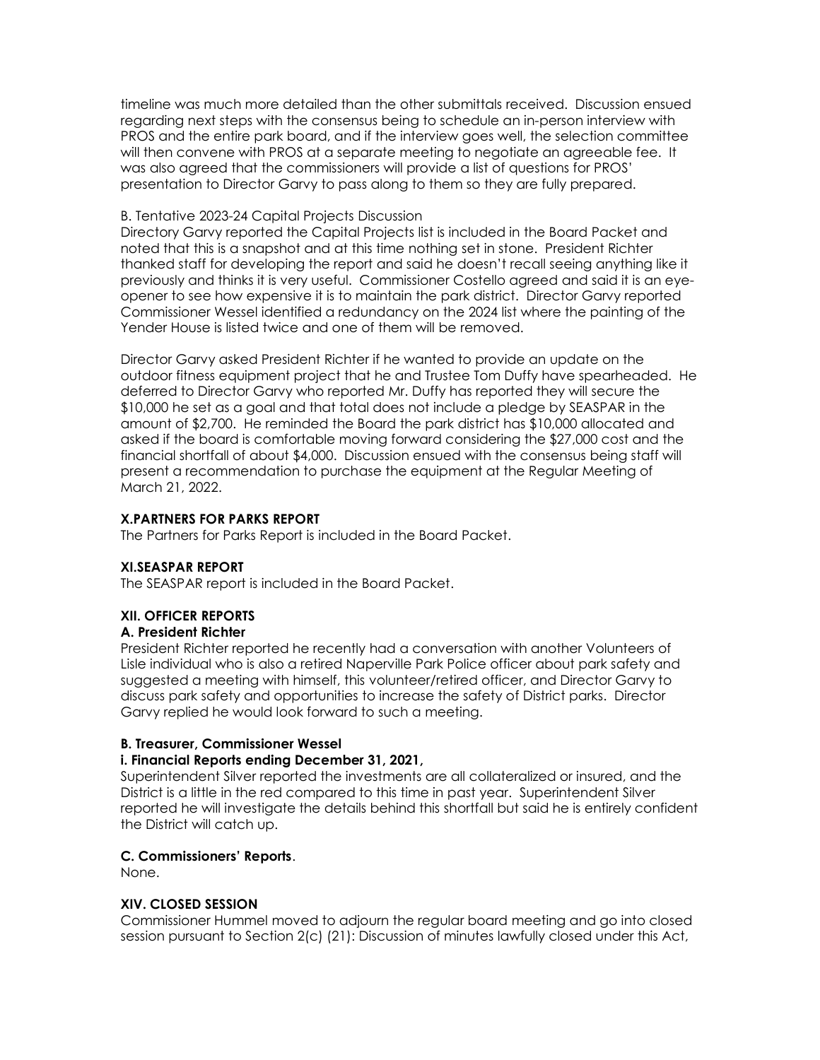timeline was much more detailed than the other submittals received. Discussion ensued regarding next steps with the consensus being to schedule an in-person interview with PROS and the entire park board, and if the interview goes well, the selection committee will then convene with PROS at a separate meeting to negotiate an agreeable fee. It was also agreed that the commissioners will provide a list of questions for PROS' presentation to Director Garvy to pass along to them so they are fully prepared.

B. Tentative 2023-24 Capital Projects Discussion

Directory Garvy reported the Capital Projects list is included in the Board Packet and noted that this is a snapshot and at this time nothing set in stone. President Richter thanked staff for developing the report and said he doesn't recall seeing anything like it previously and thinks it is very useful. Commissioner Costello agreed and said it is an eye-opener to see how expensive it is to maintain the park district. Director Garvy reported Commissioner Wessel identified a redundancy on the 2024 list where the painting of the Yender House is listed twice and one of them will be removed.

Director Garvy asked President Richter if he wanted to provide an update on the outdoor fitness equipment project that he and Trustee Tom Duffy have spearheaded. He deferred to Director Garvy who reported Mr. Duffy has reported they will secure the $10,000 he set as a goal and that total does not include a pledge by SEASPAR in the amount of $2,700. He reminded the Board the park district has $10,000 allocated and asked if the board is comfortable moving forward considering the $27,000 cost and the financial shortfall of about $4,000. Discussion ensued with the consensus being staff will present a recommendation to purchase the equipment at the Regular Meeting of March 21, 2022.

**X.PARTNERS FOR PARKS REPORT**

The Partners for Parks Report is included in the Board Packet.

**XI.SEASPAR REPORT**

The SEASPAR report is included in the Board Packet.

**XII. OFFICER REPORTS**

**A. President Richter**

President Richter reported he recently had a conversation with another Volunteers of Lisle individual who is also a retired Naperville Park Police officer about park safety and suggested a meeting with himself, this volunteer/retired officer, and Director Garvy to discuss park safety and opportunities to increase the safety of District parks. Director Garvy replied he would look forward to such a meeting.

**B. Treasurer, Commissioner Wessel**

**i. Financial Reports ending December 31, 2021,**

Superintendent Silver reported the investments are all collateralized or insured, and the District is a little in the red compared to this time in past year. Superintendent Silver reported he will investigate the details behind this shortfall but said he is entirely confident the District will catch up.

**C. Commissioners' Reports**.

None.

**XIV. CLOSED SESSION**

Commissioner Hummel moved to adjourn the regular board meeting and go into closed session pursuant to Section 2(c) (21): Discussion of minutes lawfully closed under this Act,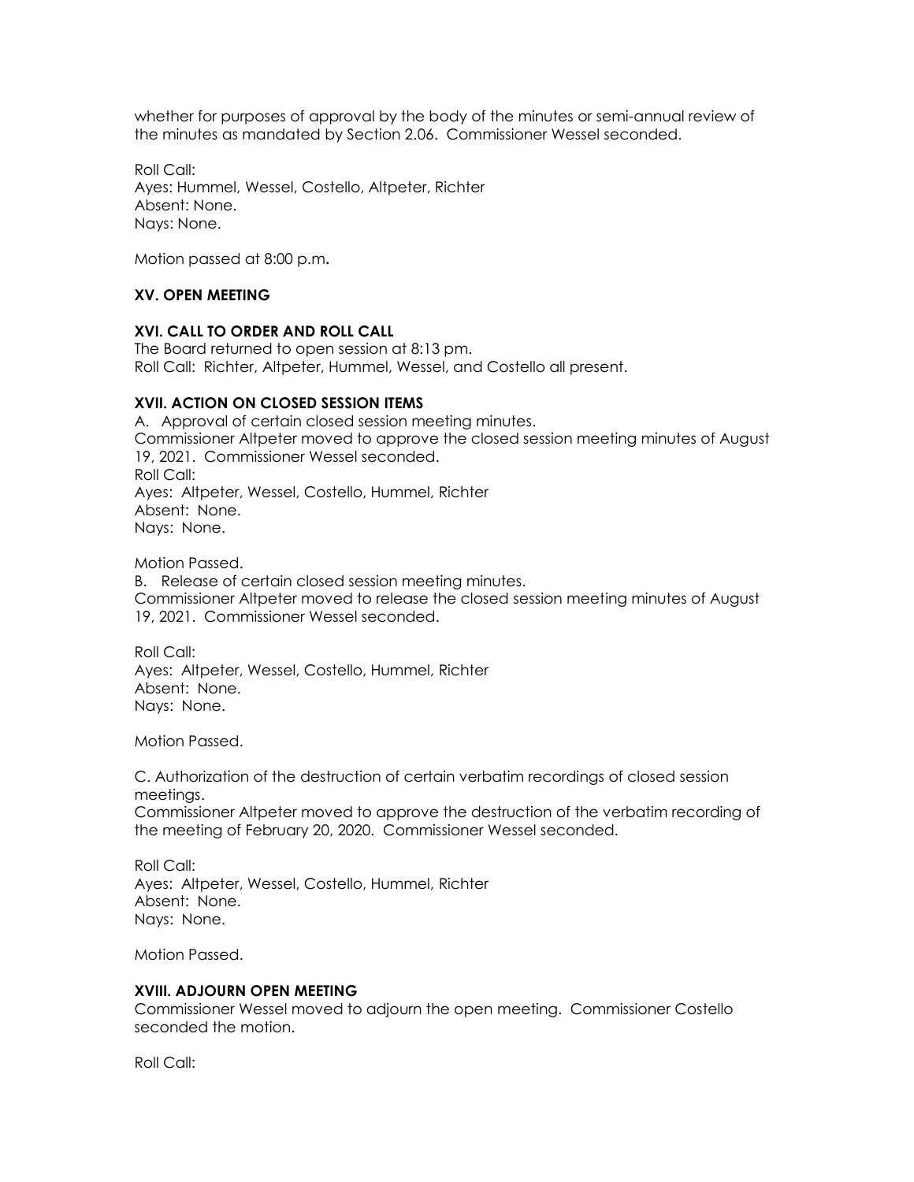whether for purposes of approval by the body of the minutes or semi-annual review of the minutes as mandated by Section 2.06. Commissioner Wessel seconded.

Roll Call:
Ayes: Hummel, Wessel, Costello, Altpeter, Richter
Absent: None.
Nays: None.

Motion passed at 8:00 p.m**.**

**XV. OPEN MEETING**

**XVI. CALL TO ORDER AND ROLL CALL**

The Board returned to open session at 8:13 pm.
Roll Call: Richter, Altpeter, Hummel, Wessel, and Costello all present.

**XVII. ACTION ON CLOSED SESSION ITEMS**

A. Approval of certain closed session meeting minutes.
Commissioner Altpeter moved to approve the closed session meeting minutes of August 19, 2021. Commissioner Wessel seconded.
Roll Call:
Ayes: Altpeter, Wessel, Costello, Hummel, Richter
Absent: None.
Nays: None.

Motion Passed.

B. Release of certain closed session meeting minutes.
Commissioner Altpeter moved to release the closed session meeting minutes of August 19, 2021. Commissioner Wessel seconded.

Roll Call:
Ayes: Altpeter, Wessel, Costello, Hummel, Richter
Absent: None.
Nays: None.

Motion Passed.

C. Authorization of the destruction of certain verbatim recordings of closed session meetings.
Commissioner Altpeter moved to approve the destruction of the verbatim recording of the meeting of February 20, 2020. Commissioner Wessel seconded.

Roll Call:
Ayes: Altpeter, Wessel, Costello, Hummel, Richter
Absent: None.
Nays: None.

Motion Passed.

**XVIII. ADJOURN OPEN MEETING**

Commissioner Wessel moved to adjourn the open meeting. Commissioner Costello seconded the motion.

Roll Call: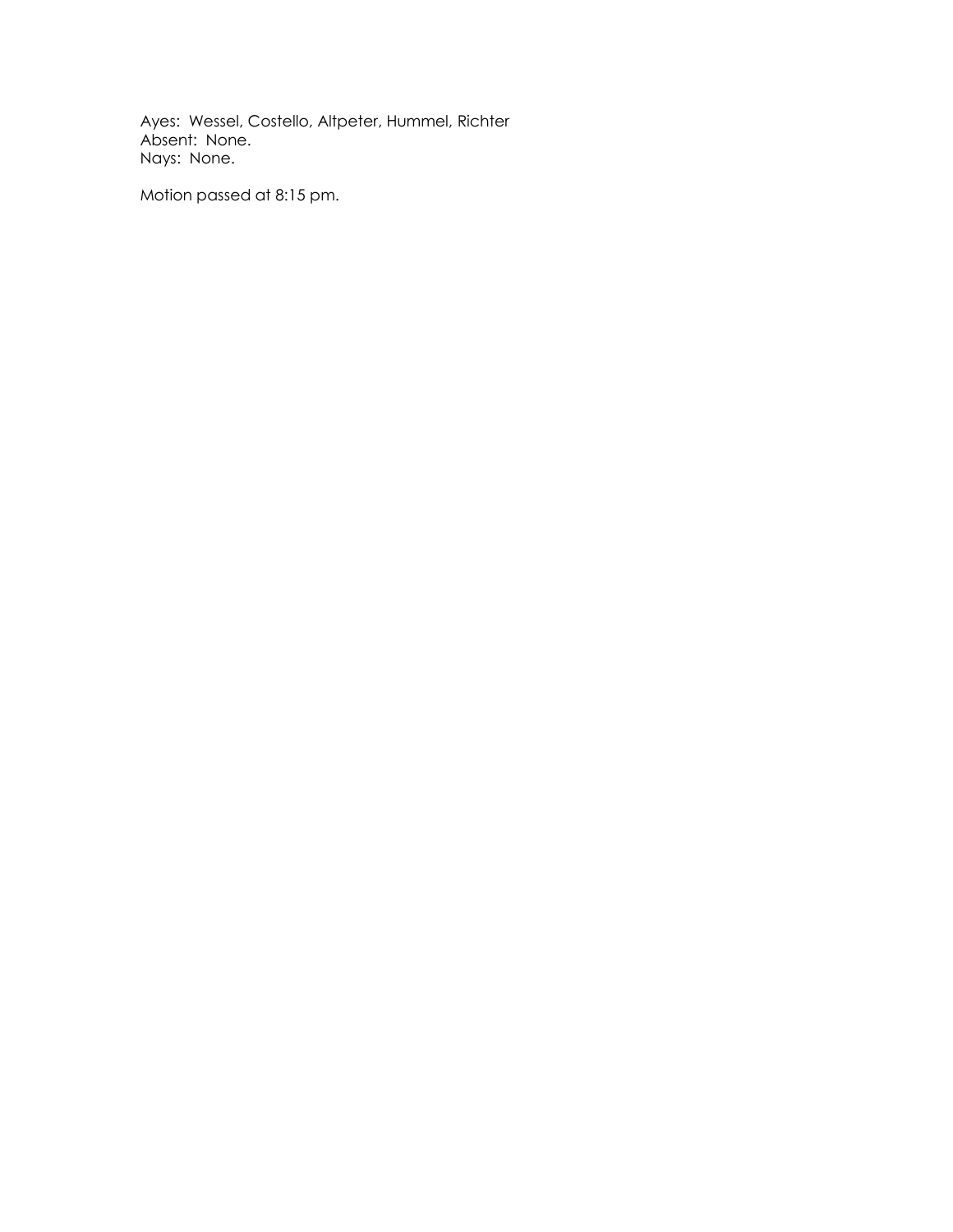Ayes: Wessel, Costello, Altpeter, Hummel, Richter
Absent: None.
Nays: None.

Motion passed at 8:15 pm.